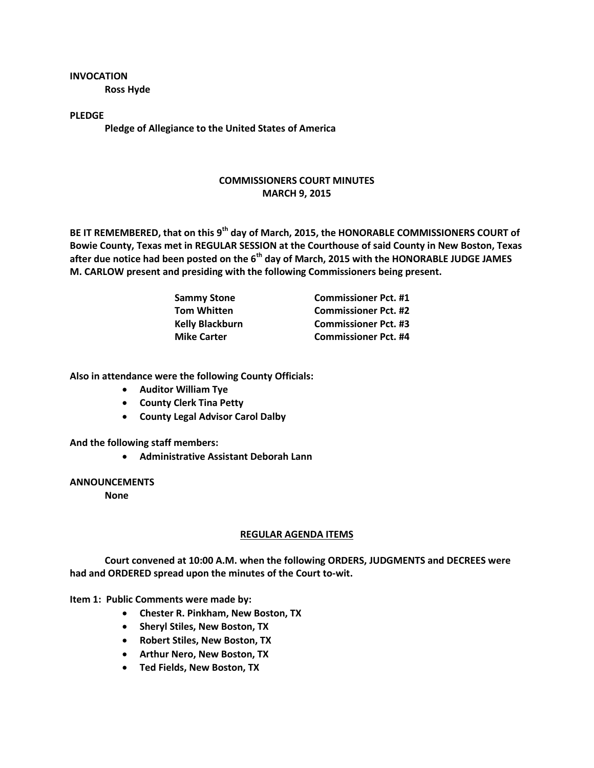**INVOCATION**

**Ross Hyde**

**PLEDGE**

**Pledge of Allegiance to the United States of America**

## COMMISSIONERS COURT MINUTES
## MARCH 9, 2015

**BE IT REMEMBERED, that on this 9th day of March, 2015, the HONORABLE COMMISSIONERS COURT of Bowie County, Texas met in REGULAR SESSION at the Courthouse of said County in New Boston, Texas after due notice had been posted on the 6th day of March, 2015 with the HONORABLE JUDGE JAMES M. CARLOW present and presiding with the following Commissioners being present.**

| | |
|---|---|
| **Sammy Stone** | **Commissioner Pct. #1** |
| **Tom Whitten** | **Commissioner Pct. #2** |
| **Kelly Blackburn** | **Commissioner Pct. #3** |
| **Mike Carter** | **Commissioner Pct. #4** |

**Also in attendance were the following County Officials:**

- **Auditor William Tye**
- **County Clerk Tina Petty**
- **County Legal Advisor Carol Dalby**

**And the following staff members:**

- **Administrative Assistant Deborah Lann**

**ANNOUNCEMENTS**

**None**

## REGULAR AGENDA ITEMS

**Court convened at 10:00 A.M. when the following ORDERS, JUDGMENTS and DECREES were had and ORDERED spread upon the minutes of the Court to-wit.**

**Item 1: Public Comments were made by:**

- **Chester R. Pinkham, New Boston, TX**
- **Sheryl Stiles, New Boston, TX**
- **Robert Stiles, New Boston, TX**
- **Arthur Nero, New Boston, TX**
- **Ted Fields, New Boston, TX**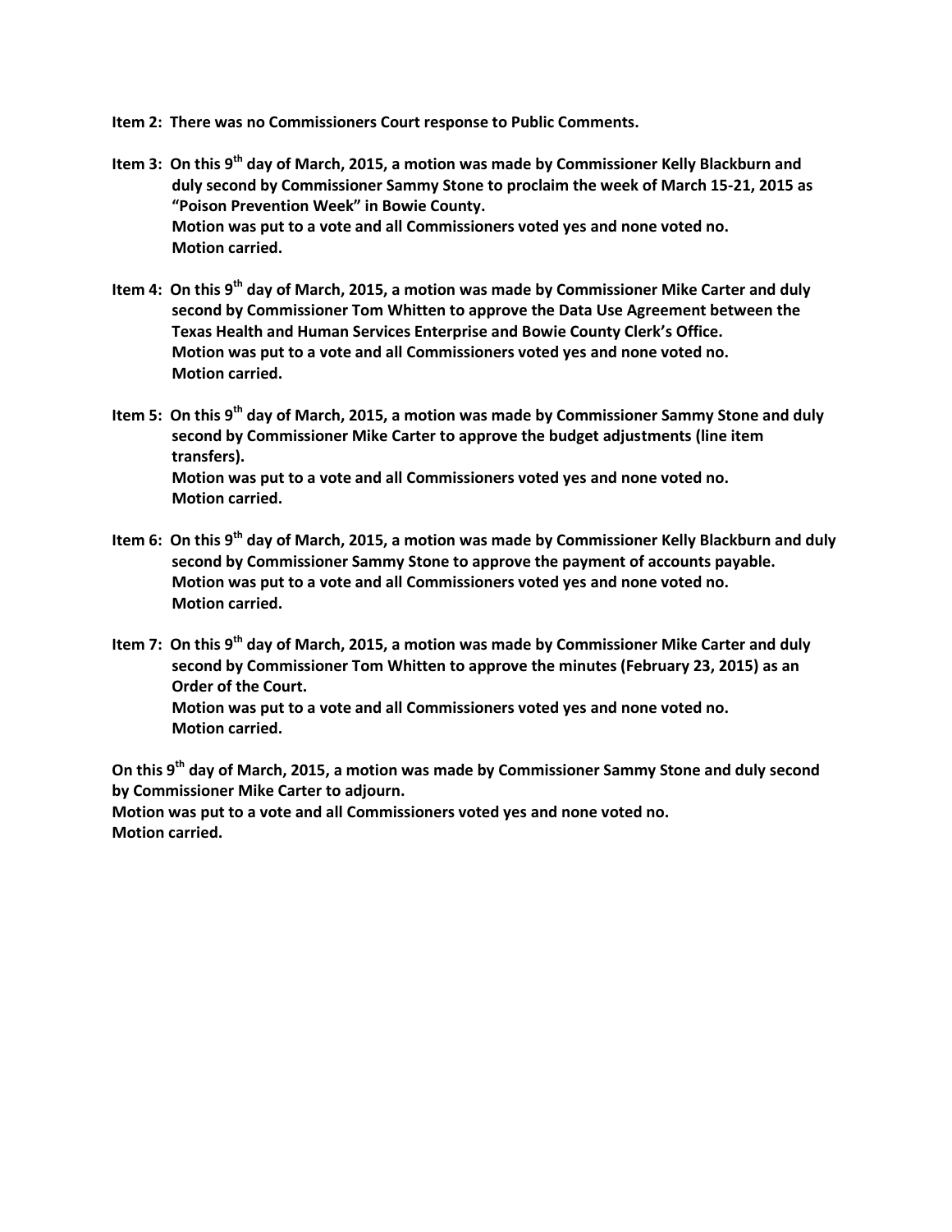**Item 2: There was no Commissioners Court response to Public Comments.**

**Item 3: On this 9th day of March, 2015, a motion was made by Commissioner Kelly Blackburn and duly second by Commissioner Sammy Stone to proclaim the week of March 15-21, 2015 as "Poison Prevention Week" in Bowie County.**
**Motion was put to a vote and all Commissioners voted yes and none voted no.**
**Motion carried.**

**Item 4: On this 9th day of March, 2015, a motion was made by Commissioner Mike Carter and duly second by Commissioner Tom Whitten to approve the Data Use Agreement between the Texas Health and Human Services Enterprise and Bowie County Clerk's Office.**
**Motion was put to a vote and all Commissioners voted yes and none voted no.**
**Motion carried.**

**Item 5: On this 9th day of March, 2015, a motion was made by Commissioner Sammy Stone and duly second by Commissioner Mike Carter to approve the budget adjustments (line item transfers).**
**Motion was put to a vote and all Commissioners voted yes and none voted no.**
**Motion carried.**

**Item 6: On this 9th day of March, 2015, a motion was made by Commissioner Kelly Blackburn and duly second by Commissioner Sammy Stone to approve the payment of accounts payable.**
**Motion was put to a vote and all Commissioners voted yes and none voted no.**
**Motion carried.**

**Item 7: On this 9th day of March, 2015, a motion was made by Commissioner Mike Carter and duly second by Commissioner Tom Whitten to approve the minutes (February 23, 2015) as an Order of the Court.**
**Motion was put to a vote and all Commissioners voted yes and none voted no.**
**Motion carried.**

**On this 9th day of March, 2015, a motion was made by Commissioner Sammy Stone and duly second by Commissioner Mike Carter to adjourn.**
**Motion was put to a vote and all Commissioners voted yes and none voted no.**
**Motion carried.**